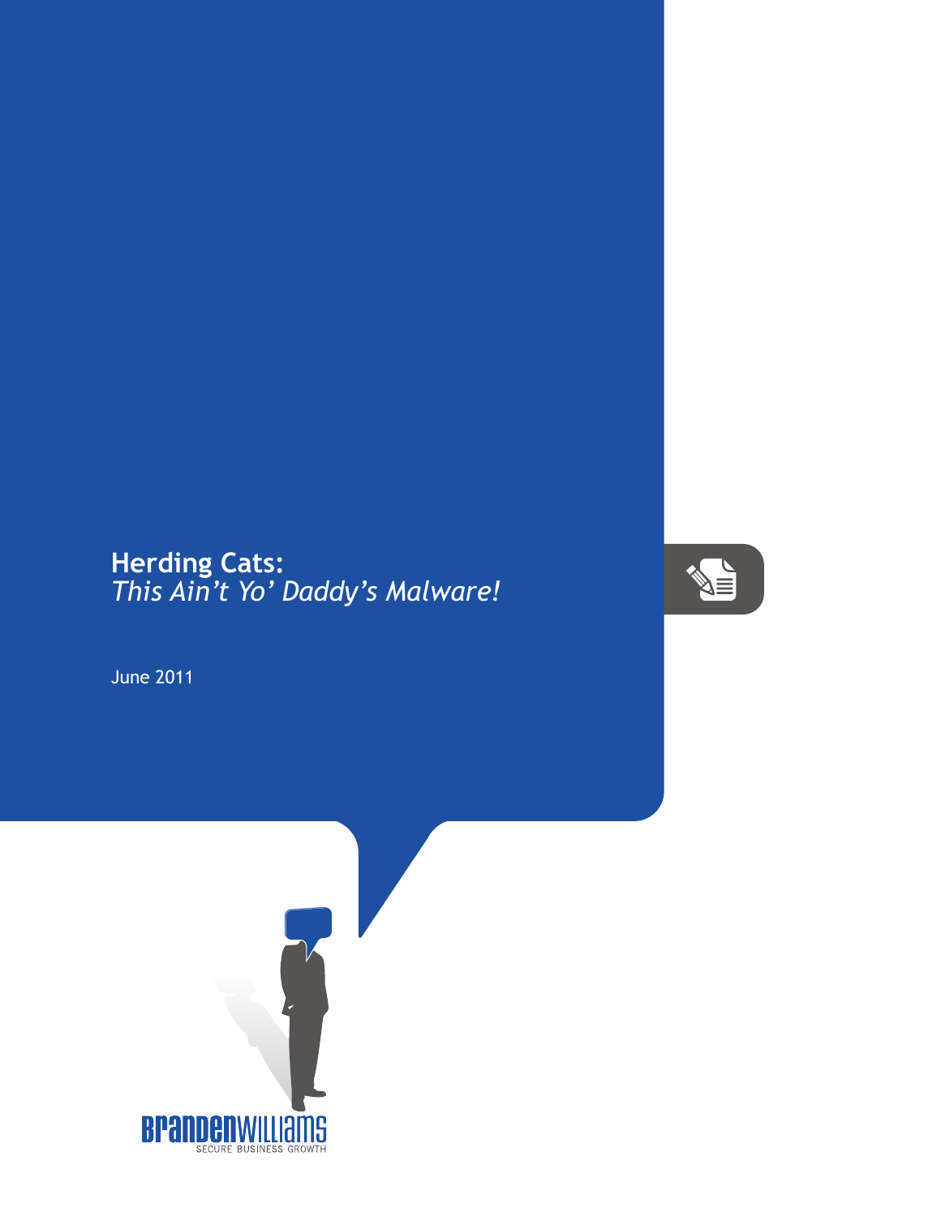# Herding Cats:
*This Ain't Yo' Daddy's Malware!*

June 2011

BRANDENWILLIAMS
SECURE BUSINESS GROWTH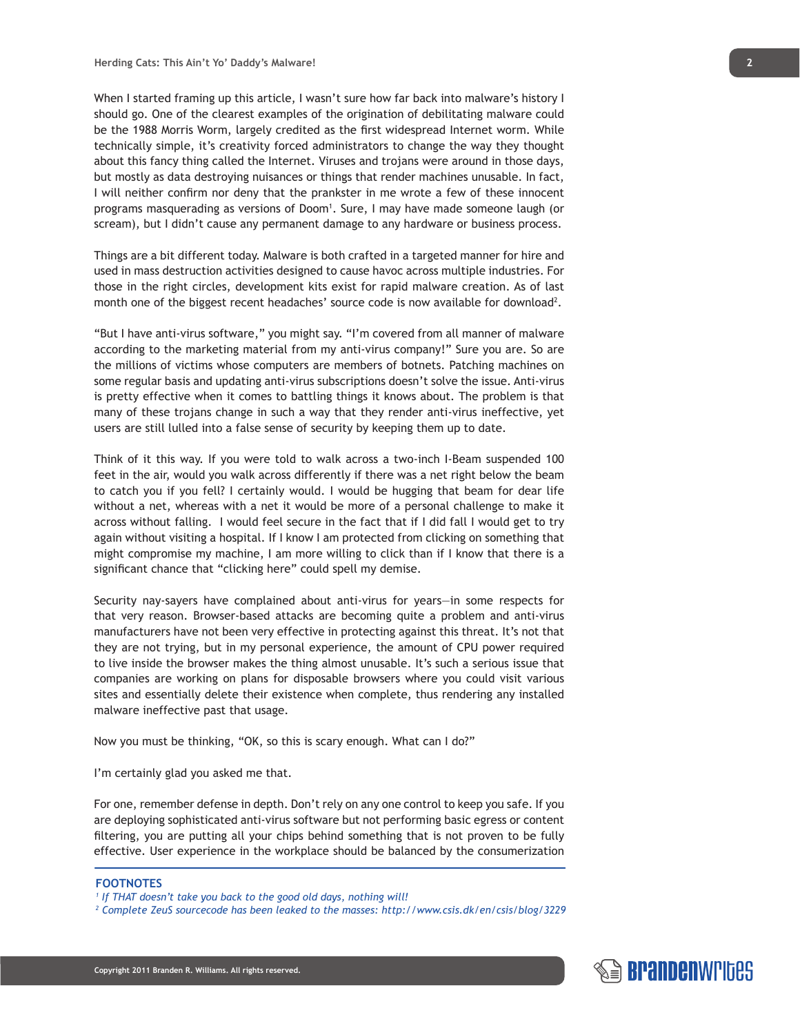When I started framing up this article, I wasn't sure how far back into malware's history I should go. One of the clearest examples of the origination of debilitating malware could be the 1988 Morris Worm, largely credited as the first widespread Internet worm. While technically simple, it's creativity forced administrators to change the way they thought about this fancy thing called the Internet. Viruses and trojans were around in those days, but mostly as data destroying nuisances or things that render machines unusable. In fact, I will neither confirm nor deny that the prankster in me wrote a few of these innocent programs masquerading as versions of Doom[1]. Sure, I may have made someone laugh (or scream), but I didn't cause any permanent damage to any hardware or business process.

Things are a bit different today. Malware is both crafted in a targeted manner for hire and used in mass destruction activities designed to cause havoc across multiple industries. For those in the right circles, development kits exist for rapid malware creation. As of last month one of the biggest recent headaches' source code is now available for download[2].

"But I have anti-virus software," you might say. "I'm covered from all manner of malware according to the marketing material from my anti-virus company!" Sure you are. So are the millions of victims whose computers are members of botnets. Patching machines on some regular basis and updating anti-virus subscriptions doesn't solve the issue. Anti-virus is pretty effective when it comes to battling things it knows about. The problem is that many of these trojans change in such a way that they render anti-virus ineffective, yet users are still lulled into a false sense of security by keeping them up to date.

Think of it this way. If you were told to walk across a two-inch I-Beam suspended 100 feet in the air, would you walk across differently if there was a net right below the beam to catch you if you fell? I certainly would. I would be hugging that beam for dear life without a net, whereas with a net it would be more of a personal challenge to make it across without falling. I would feel secure in the fact that if I did fall I would get to try again without visiting a hospital. If I know I am protected from clicking on something that might compromise my machine, I am more willing to click than if I know that there is a significant chance that "clicking here" could spell my demise.

Security nay-sayers have complained about anti-virus for years—in some respects for that very reason. Browser-based attacks are becoming quite a problem and anti-virus manufacturers have not been very effective in protecting against this threat. It's not that they are not trying, but in my personal experience, the amount of CPU power required to live inside the browser makes the thing almost unusable. It's such a serious issue that companies are working on plans for disposable browsers where you could visit various sites and essentially delete their existence when complete, thus rendering any installed malware ineffective past that usage.

Now you must be thinking, "OK, so this is scary enough. What can I do?"

I'm certainly glad you asked me that.

For one, remember defense in depth. Don't rely on any one control to keep you safe. If you are deploying sophisticated anti-virus software but not performing basic egress or content filtering, you are putting all your chips behind something that is not proven to be fully effective. User experience in the workplace should be balanced by the consumerization

**FOOTNOTES**

[1] *If THAT doesn't take you back to the good old days, nothing will!*

[2] *Complete ZeuS sourcecode has been leaked to the masses: http://www.csis.dk/en/csis/blog/3229*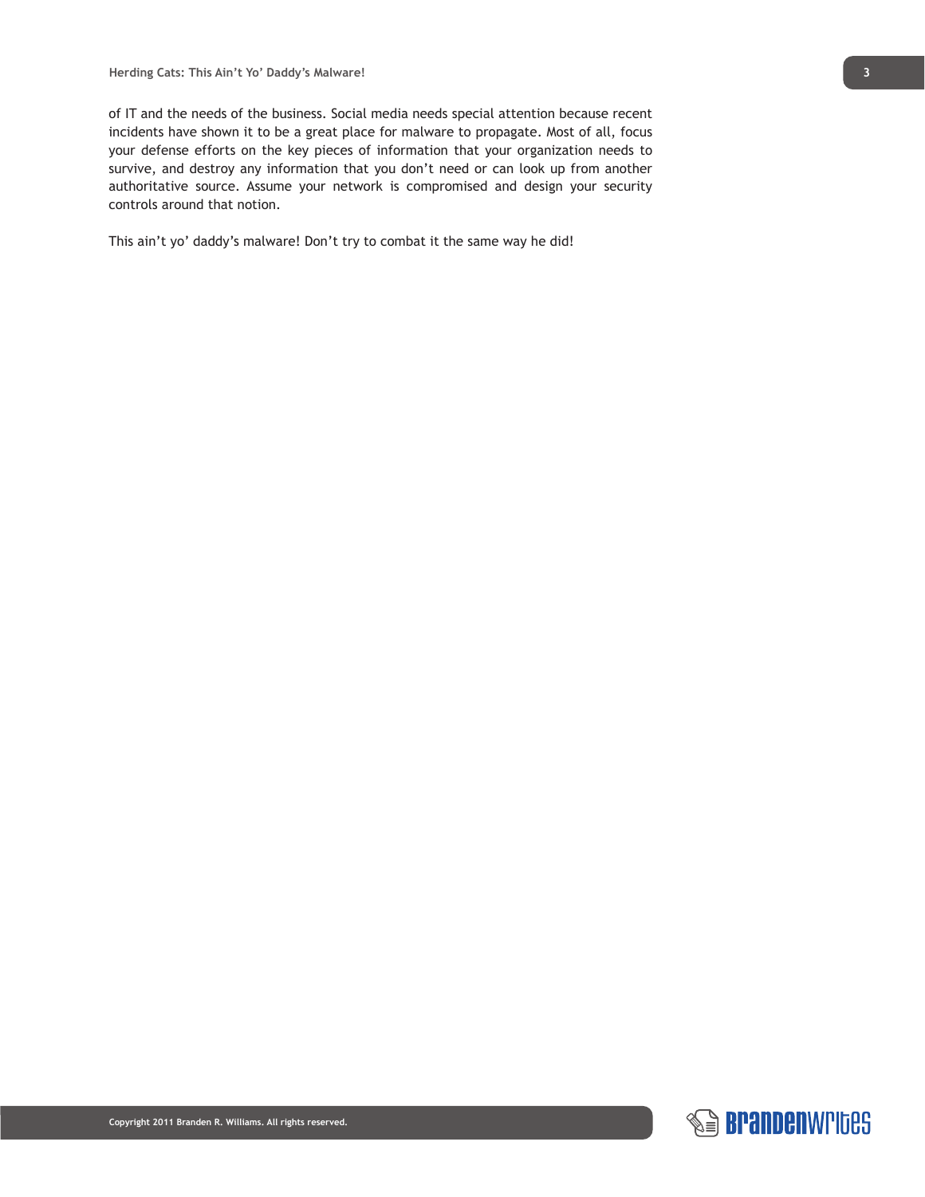of IT and the needs of the business. Social media needs special attention because recent incidents have shown it to be a great place for malware to propagate. Most of all, focus your defense efforts on the key pieces of information that your organization needs to survive, and destroy any information that you don't need or can look up from another authoritative source. Assume your network is compromised and design your security controls around that notion.

This ain't yo' daddy's malware! Don't try to combat it the same way he did!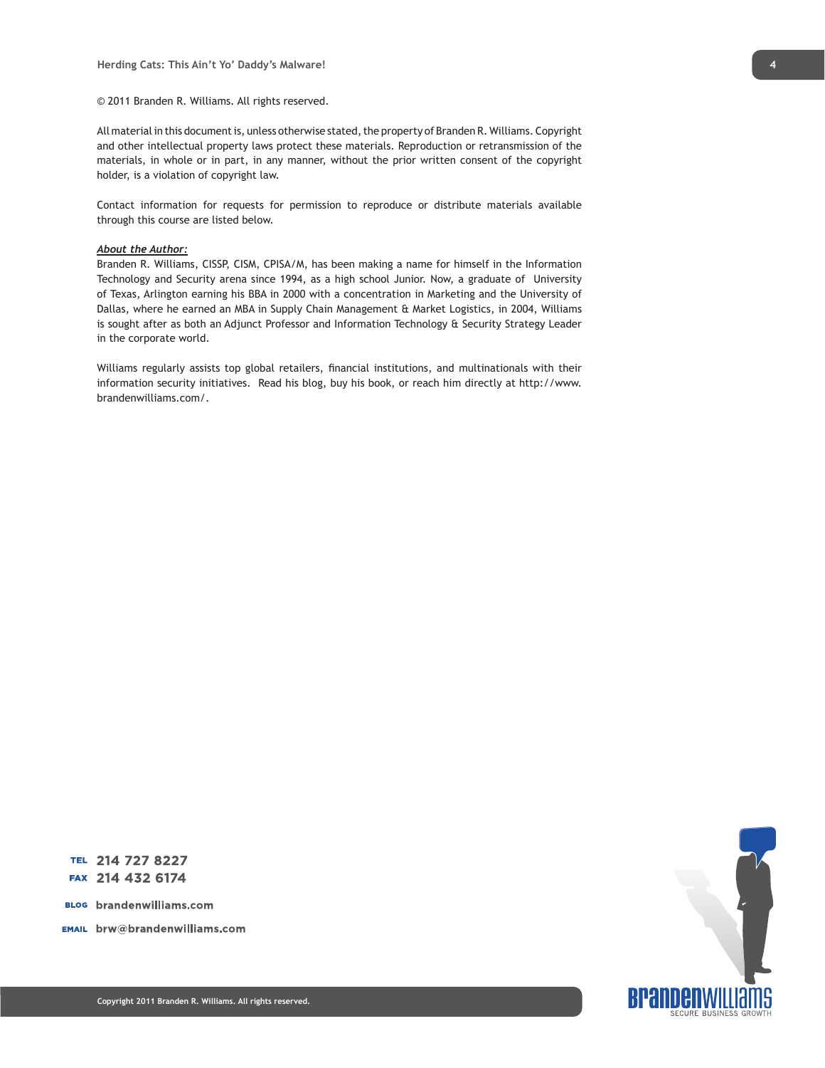© 2011 Branden R. Williams. All rights reserved.

All material in this document is, unless otherwise stated, the property of Branden R. Williams. Copyright and other intellectual property laws protect these materials. Reproduction or retransmission of the materials, in whole or in part, in any manner, without the prior written consent of the copyright holder, is a violation of copyright law.

Contact information for requests for permission to reproduce or distribute materials available through this course are listed below.

***About the Author:***

Branden R. Williams, CISSP, CISM, CPISA/M, has been making a name for himself in the Information Technology and Security arena since 1994, as a high school Junior. Now, a graduate of University of Texas, Arlington earning his BBA in 2000 with a concentration in Marketing and the University of Dallas, where he earned an MBA in Supply Chain Management & Market Logistics, in 2004, Williams is sought after as both an Adjunct Professor and Information Technology & Security Strategy Leader in the corporate world.

Williams regularly assists top global retailers, financial institutions, and multinationals with their information security initiatives. Read his blog, buy his book, or reach him directly at http://www.brandenwilliams.com/.

**TEL** 214 727 8227
**FAX** 214 432 6174

**BLOG** brandenwilliams.com

**EMAIL** brw@brandenwilliams.com

BrandenWilliams
SECURE BUSINESS GROWTH